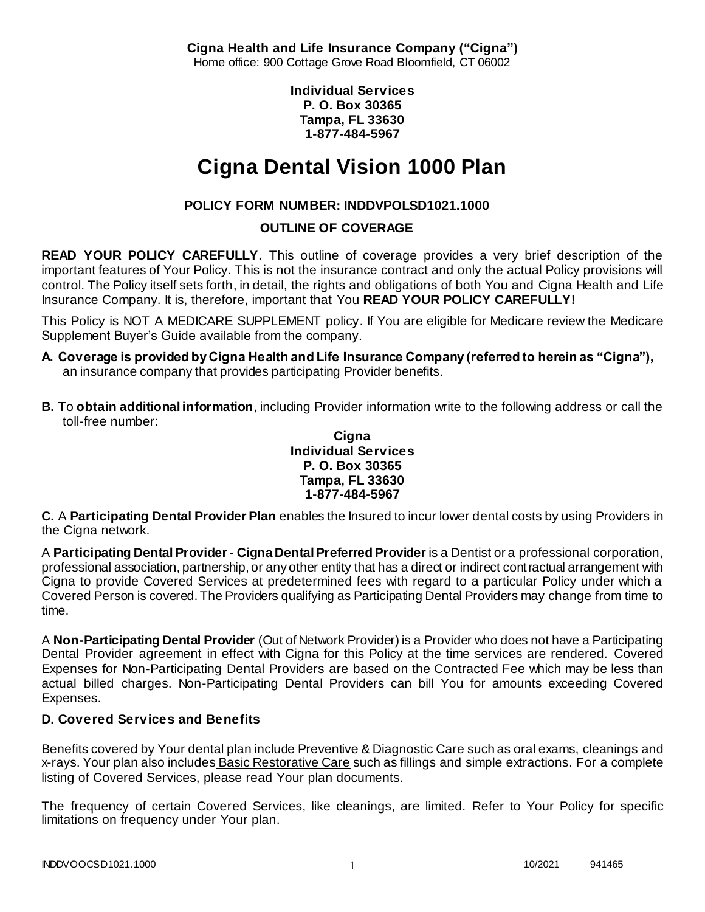**Cigna Health and Life Insurance Company ("Cigna")**
Home office: 900 Cottage Grove Road Bloomfield, CT 06002

**Individual Services**
**P. O. Box 30365**
**Tampa, FL 33630**
**1-877-484-5967**

# Cigna Dental Vision 1000 Plan

**POLICY FORM NUMBER: INDDVPOLSD1021.1000**

**OUTLINE OF COVERAGE**

**READ YOUR POLICY CAREFULLY.** This outline of coverage provides a very brief description of the important features of Your Policy. This is not the insurance contract and only the actual Policy provisions will control. The Policy itself sets forth, in detail, the rights and obligations of both You and Cigna Health and Life Insurance Company. It is, therefore, important that You **READ YOUR POLICY CAREFULLY!**

This Policy is NOT A MEDICARE SUPPLEMENT policy. If You are eligible for Medicare review the Medicare Supplement Buyer's Guide available from the company.

**A. Coverage is provided by Cigna Health and Life Insurance Company (referred to herein as "Cigna"),** an insurance company that provides participating Provider benefits.

**B.** To **obtain additional information**, including Provider information write to the following address or call the toll-free number:

**Cigna**
**Individual Services**
**P. O. Box 30365**
**Tampa, FL 33630**
**1-877-484-5967**

**C.** A **Participating Dental Provider Plan** enables the Insured to incur lower dental costs by using Providers in the Cigna network.

A **Participating Dental Provider - Cigna Dental Preferred Provider** is a Dentist or a professional corporation, professional association, partnership, or any other entity that has a direct or indirect contractual arrangement with Cigna to provide Covered Services at predetermined fees with regard to a particular Policy under which a Covered Person is covered. The Providers qualifying as Participating Dental Providers may change from time to time.

A **Non-Participating Dental Provider** (Out of Network Provider) is a Provider who does not have a Participating Dental Provider agreement in effect with Cigna for this Policy at the time services are rendered. Covered Expenses for Non-Participating Dental Providers are based on the Contracted Fee which may be less than actual billed charges. Non-Participating Dental Providers can bill You for amounts exceeding Covered Expenses.

**D. Covered Services and Benefits**

Benefits covered by Your dental plan include Preventive & Diagnostic Care such as oral exams, cleanings and x-rays. Your plan also includes Basic Restorative Care such as fillings and simple extractions. For a complete listing of Covered Services, please read Your plan documents.

The frequency of certain Covered Services, like cleanings, are limited. Refer to Your Policy for specific limitations on frequency under Your plan.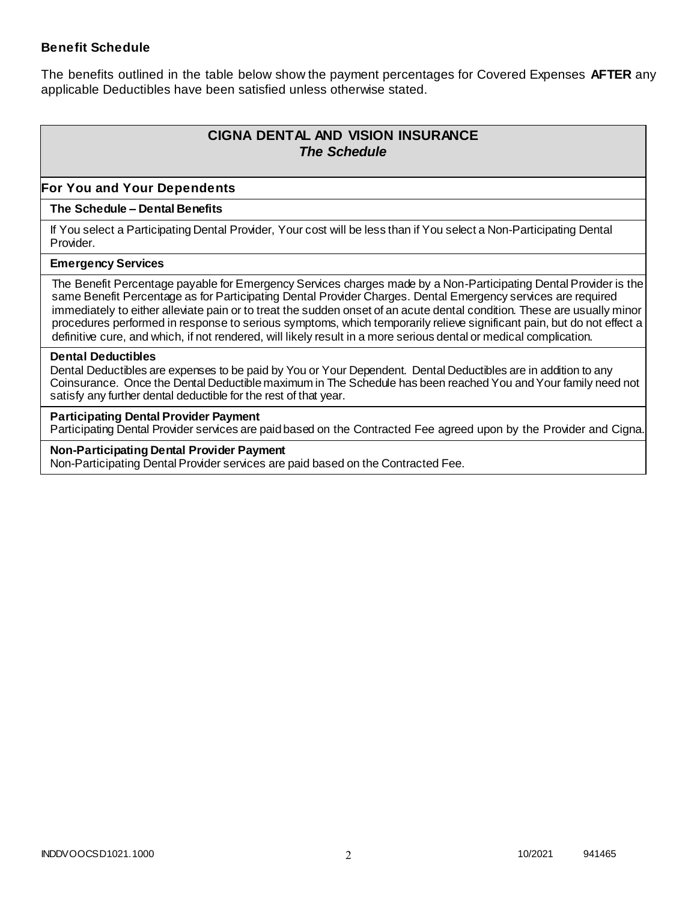**Benefit Schedule**

The benefits outlined in the table below show the payment percentages for Covered Expenses **AFTER** any applicable Deductibles have been satisfied unless otherwise stated.

## CIGNA DENTAL AND VISION INSURANCE
### *The Schedule*

### For You and Your Dependents

**The Schedule – Dental Benefits**

If You select a Participating Dental Provider, Your cost will be less than if You select a Non-Participating Dental Provider.

**Emergency Services**

The Benefit Percentage payable for Emergency Services charges made by a Non-Participating Dental Provider is the same Benefit Percentage as for Participating Dental Provider Charges. Dental Emergency services are required immediately to either alleviate pain or to treat the sudden onset of an acute dental condition. These are usually minor procedures performed in response to serious symptoms, which temporarily relieve significant pain, but do not effect a definitive cure, and which, if not rendered, will likely result in a more serious dental or medical complication.

**Dental Deductibles**

Dental Deductibles are expenses to be paid by You or Your Dependent. Dental Deductibles are in addition to any Coinsurance. Once the Dental Deductible maximum in The Schedule has been reached You and Your family need not satisfy any further dental deductible for the rest of that year.

**Participating Dental Provider Payment**

Participating Dental Provider services are paid based on the Contracted Fee agreed upon by the Provider and Cigna.

**Non-Participating Dental Provider Payment**

Non-Participating Dental Provider services are paid based on the Contracted Fee.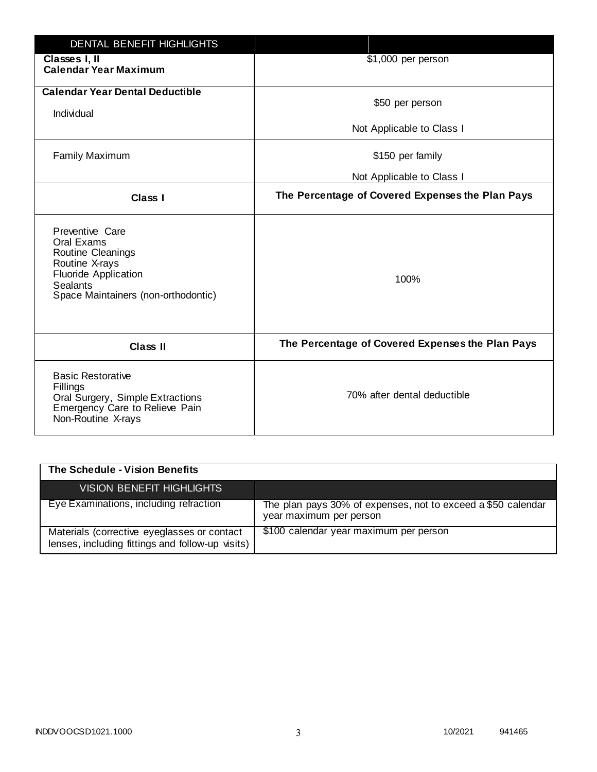| DENTAL BENEFIT HIGHLIGHTS | |
|---|---|
| **Classes I, II Calendar Year Maximum** | $1,000 per person |
| **Calendar Year Dental Deductible** Individual | $50 per person<br>Not Applicable to Class I |
| Family Maximum | $150 per family<br>Not Applicable to Class I |
| **Class I** | **The Percentage of Covered Expenses the Plan Pays** |
| Preventive Care<br>Oral Exams<br>Routine Cleanings<br>Routine X-rays<br>Fluoride Application<br>Sealants<br>Space Maintainers (non-orthodontic) | 100% |
| **Class II** | **The Percentage of Covered Expenses the Plan Pays** |
| Basic Restorative<br>Fillings<br>Oral Surgery, Simple Extractions<br>Emergency Care to Relieve Pain<br>Non-Routine X-rays | 70% after dental deductible |

**The Schedule - Vision Benefits**

| VISION BENEFIT HIGHLIGHTS | |
|---|---|
| Eye Examinations, including refraction | The plan pays 30% of expenses, not to exceed a $50 calendar year maximum per person |
| Materials (corrective eyeglasses or contact lenses, including fittings and follow-up visits) | $100 calendar year maximum per person |

INDDVOOCSD1021.1000 10/2021 941465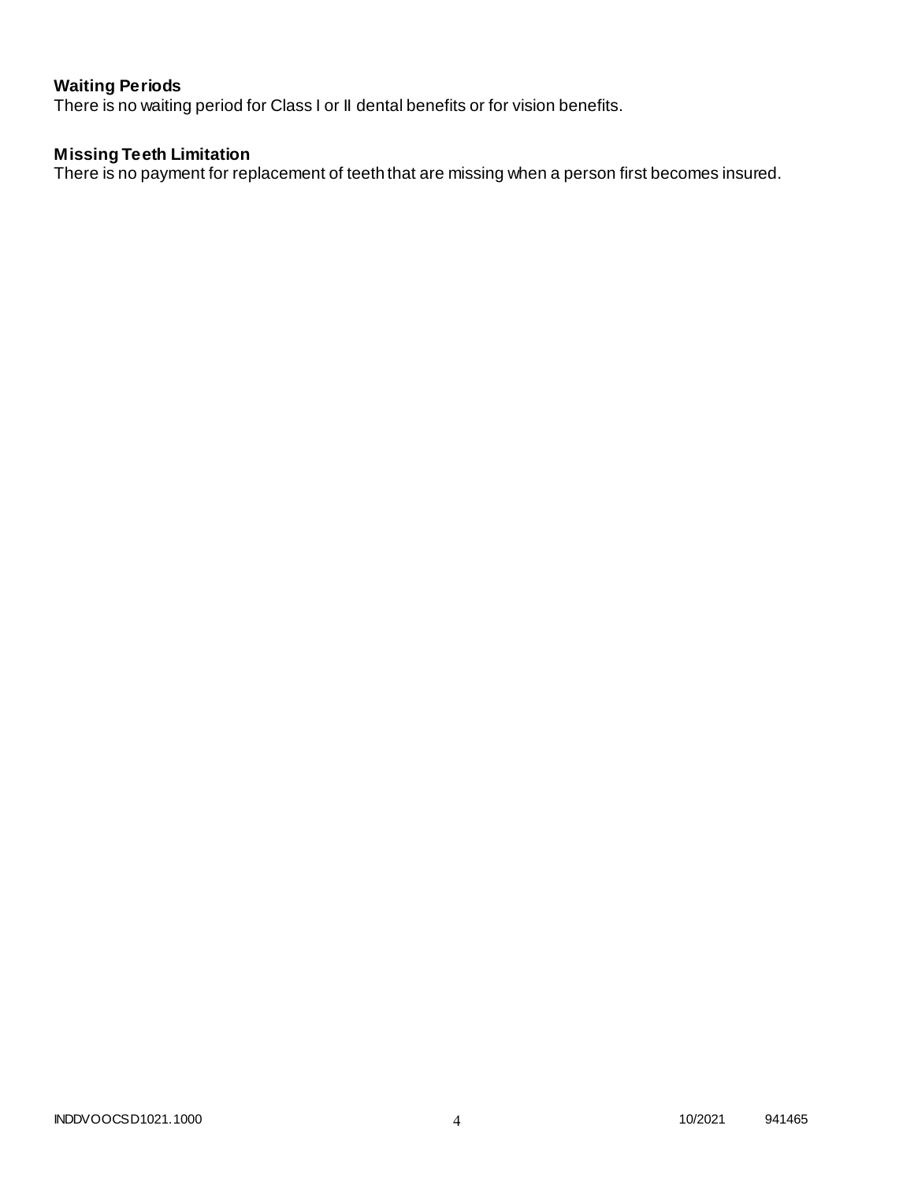**Waiting Periods**

There is no waiting period for Class I or II dental benefits or for vision benefits.

**Missing Teeth Limitation**

There is no payment for replacement of teeth that are missing when a person first becomes insured.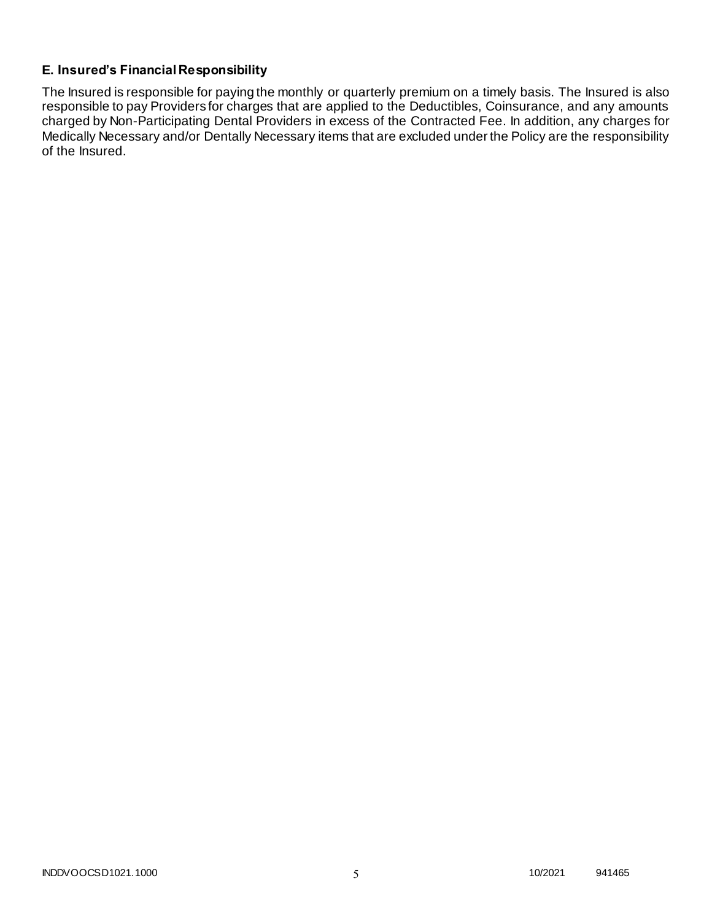### E. Insured's Financial Responsibility

The Insured is responsible for paying the monthly or quarterly premium on a timely basis. The Insured is also responsible to pay Providers for charges that are applied to the Deductibles, Coinsurance, and any amounts charged by Non-Participating Dental Providers in excess of the Contracted Fee. In addition, any charges for Medically Necessary and/or Dentally Necessary items that are excluded under the Policy are the responsibility of the Insured.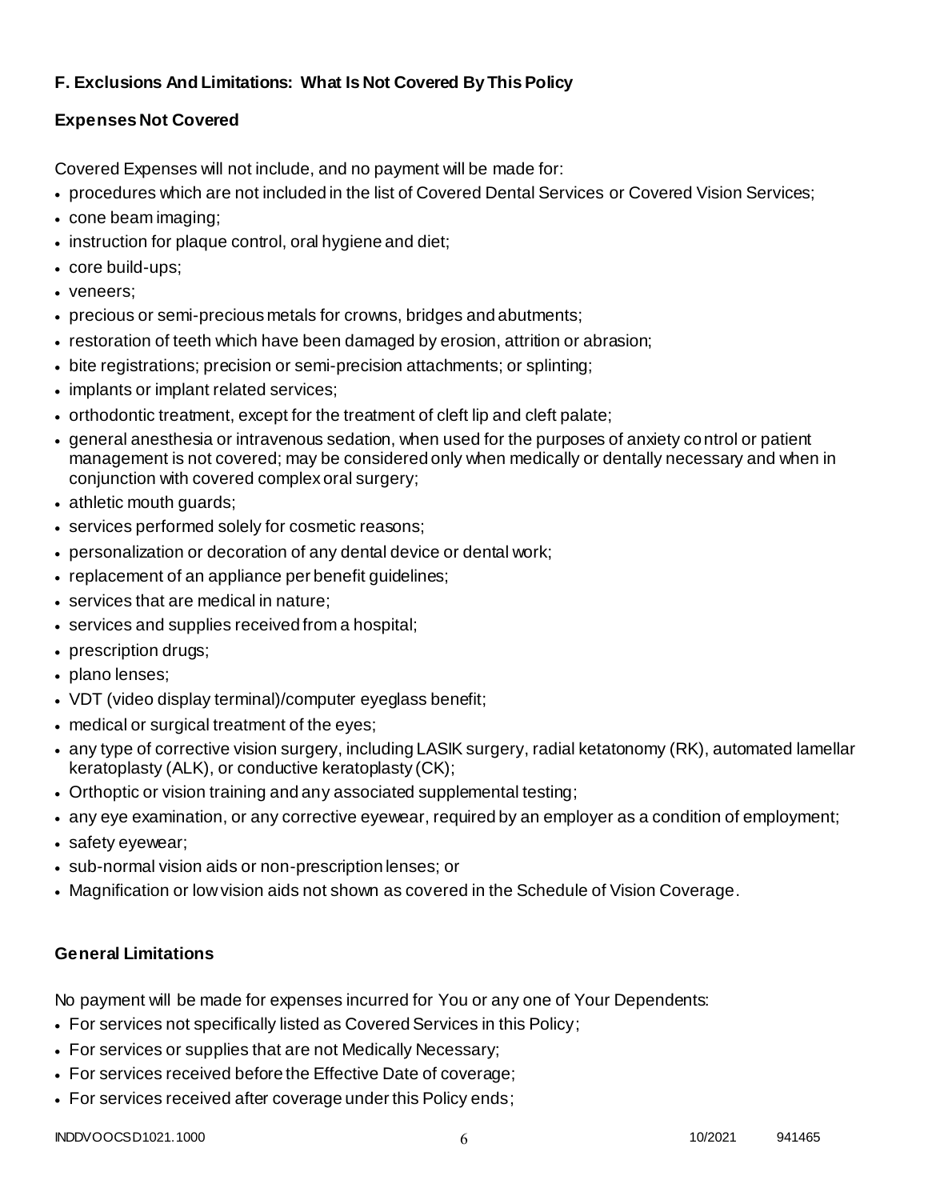### F. Exclusions And Limitations: What Is Not Covered By This Policy

#### Expenses Not Covered

Covered Expenses will not include, and no payment will be made for:

- procedures which are not included in the list of Covered Dental Services or Covered Vision Services;
- cone beam imaging;
- instruction for plaque control, oral hygiene and diet;
- core build-ups;
- veneers;
- precious or semi-precious metals for crowns, bridges and abutments;
- restoration of teeth which have been damaged by erosion, attrition or abrasion;
- bite registrations; precision or semi-precision attachments; or splinting;
- implants or implant related services;
- orthodontic treatment, except for the treatment of cleft lip and cleft palate;
- general anesthesia or intravenous sedation, when used for the purposes of anxiety control or patient management is not covered; may be considered only when medically or dentally necessary and when in conjunction with covered complex oral surgery;
- athletic mouth guards;
- services performed solely for cosmetic reasons;
- personalization or decoration of any dental device or dental work;
- replacement of an appliance per benefit guidelines;
- services that are medical in nature;
- services and supplies received from a hospital;
- prescription drugs;
- plano lenses;
- VDT (video display terminal)/computer eyeglass benefit;
- medical or surgical treatment of the eyes;
- any type of corrective vision surgery, including LASIK surgery, radial ketatonomy (RK), automated lamellar keratoplasty (ALK), or conductive keratoplasty (CK);
- Orthoptic or vision training and any associated supplemental testing;
- any eye examination, or any corrective eyewear, required by an employer as a condition of employment;
- safety eyewear;
- sub-normal vision aids or non-prescription lenses; or
- Magnification or low vision aids not shown as covered in the Schedule of Vision Coverage.

#### General Limitations

No payment will be made for expenses incurred for You or any one of Your Dependents:

- For services not specifically listed as Covered Services in this Policy;
- For services or supplies that are not Medically Necessary;
- For services received before the Effective Date of coverage;
- For services received after coverage under this Policy ends;

INDDVOOCSD1021.1000 10/2021 941465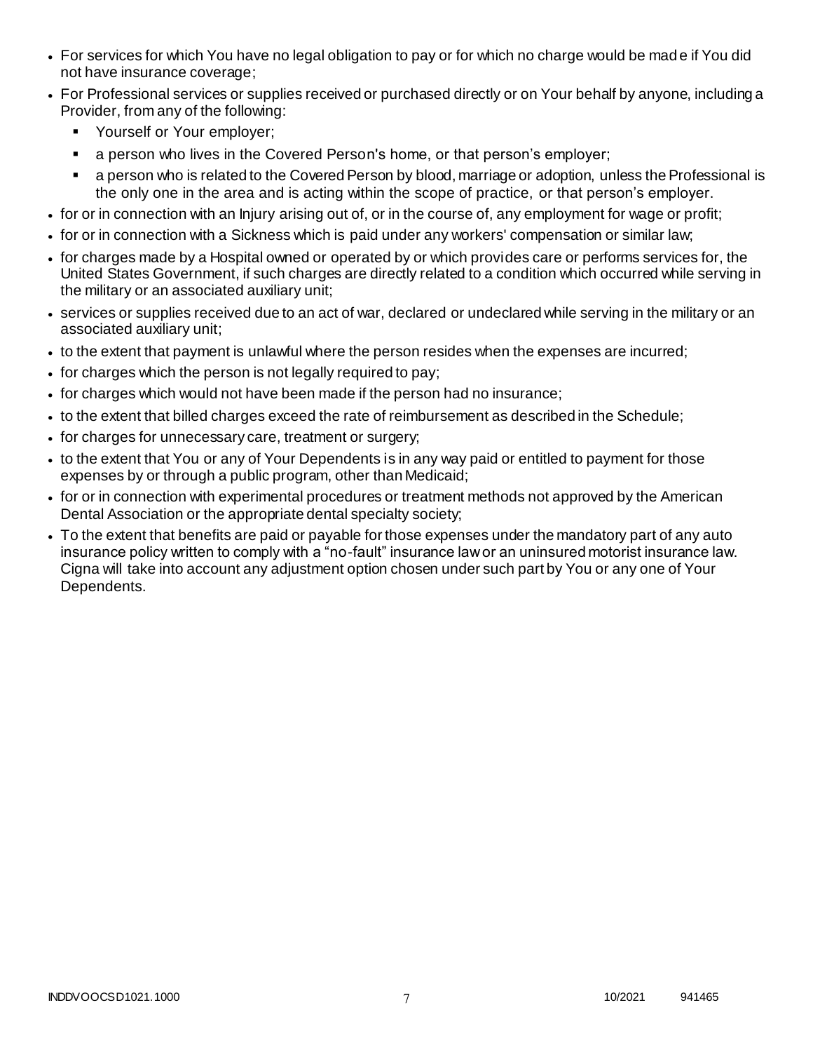- For services for which You have no legal obligation to pay or for which no charge would be made if You did not have insurance coverage;
- For Professional services or supplies received or purchased directly or on Your behalf by anyone, including a Provider, from any of the following:
  - Yourself or Your employer;
  - a person who lives in the Covered Person's home, or that person's employer;
  - a person who is related to the Covered Person by blood, marriage or adoption, unless the Professional is the only one in the area and is acting within the scope of practice, or that person's employer.
- for or in connection with an Injury arising out of, or in the course of, any employment for wage or profit;
- for or in connection with a Sickness which is paid under any workers' compensation or similar law;
- for charges made by a Hospital owned or operated by or which provides care or performs services for, the United States Government, if such charges are directly related to a condition which occurred while serving in the military or an associated auxiliary unit;
- services or supplies received due to an act of war, declared or undeclared while serving in the military or an associated auxiliary unit;
- to the extent that payment is unlawful where the person resides when the expenses are incurred;
- for charges which the person is not legally required to pay;
- for charges which would not have been made if the person had no insurance;
- to the extent that billed charges exceed the rate of reimbursement as described in the Schedule;
- for charges for unnecessary care, treatment or surgery;
- to the extent that You or any of Your Dependents is in any way paid or entitled to payment for those expenses by or through a public program, other than Medicaid;
- for or in connection with experimental procedures or treatment methods not approved by the American Dental Association or the appropriate dental specialty society;
- To the extent that benefits are paid or payable for those expenses under the mandatory part of any auto insurance policy written to comply with a "no-fault" insurance law or an uninsured motorist insurance law. Cigna will take into account any adjustment option chosen under such part by You or any one of Your Dependents.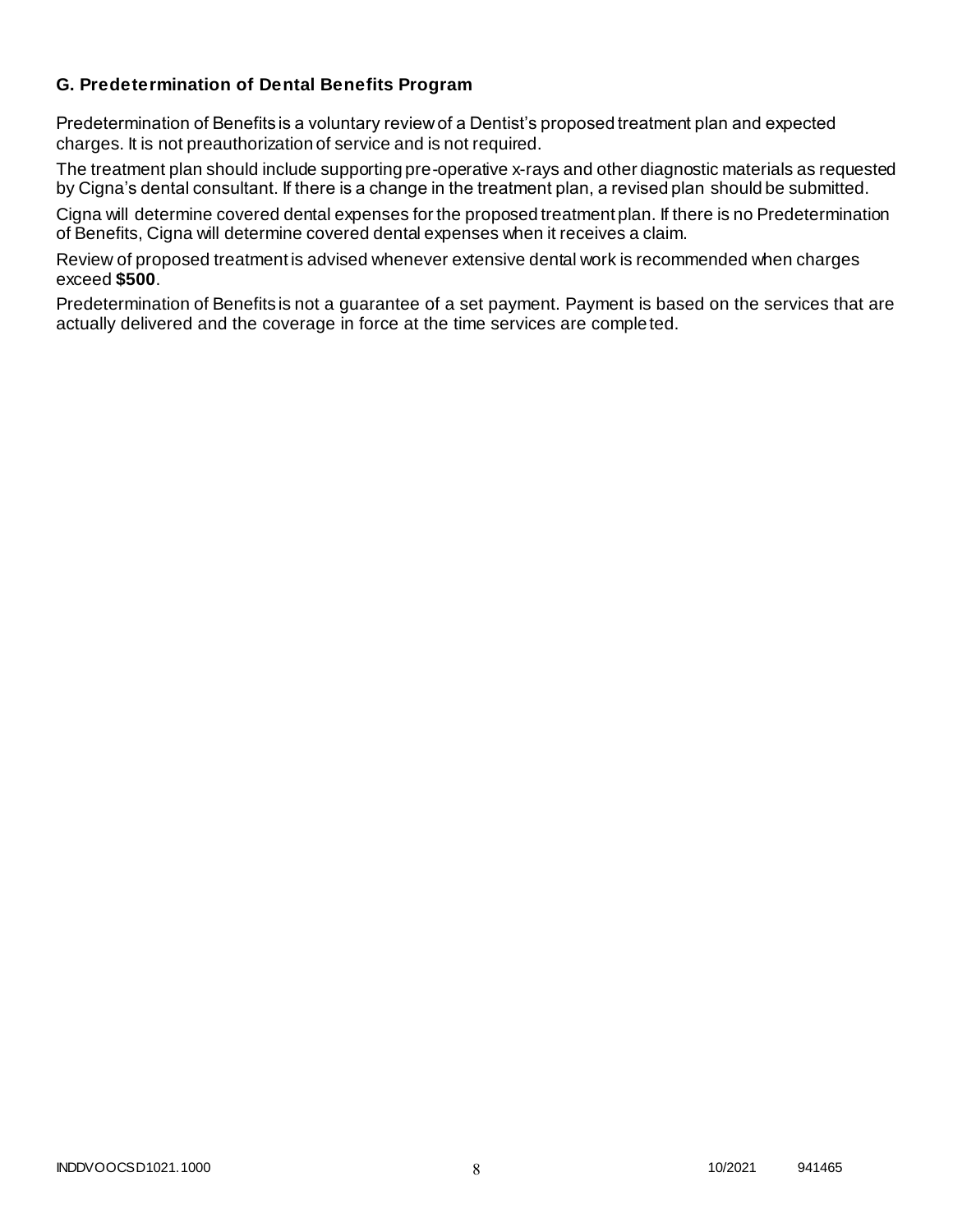### G. Predetermination of Dental Benefits Program

Predetermination of Benefits is a voluntary review of a Dentist's proposed treatment plan and expected charges. It is not preauthorization of service and is not required.

The treatment plan should include supporting pre-operative x-rays and other diagnostic materials as requested by Cigna's dental consultant. If there is a change in the treatment plan, a revised plan should be submitted.

Cigna will determine covered dental expenses for the proposed treatment plan. If there is no Predetermination of Benefits, Cigna will determine covered dental expenses when it receives a claim.

Review of proposed treatment is advised whenever extensive dental work is recommended when charges exceed **$500**.

Predetermination of Benefits is not a guarantee of a set payment. Payment is based on the services that are actually delivered and the coverage in force at the time services are completed.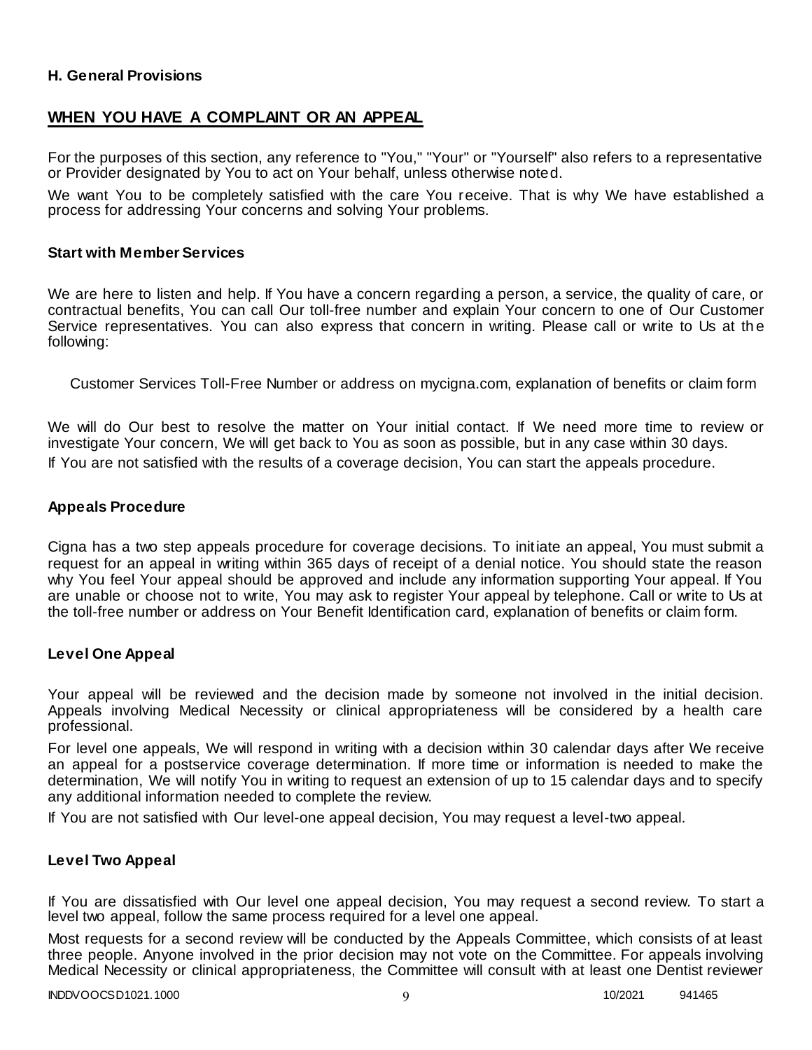**H. General Provisions**

## WHEN YOU HAVE A COMPLAINT OR AN APPEAL

For the purposes of this section, any reference to "You," "Your" or "Yourself" also refers to a representative or Provider designated by You to act on Your behalf, unless otherwise noted.

We want You to be completely satisfied with the care You receive. That is why We have established a process for addressing Your concerns and solving Your problems.

### Start with Member Services

We are here to listen and help. If You have a concern regarding a person, a service, the quality of care, or contractual benefits, You can call Our toll-free number and explain Your concern to one of Our Customer Service representatives. You can also express that concern in writing. Please call or write to Us at the following:

Customer Services Toll-Free Number or address on mycigna.com, explanation of benefits or claim form

We will do Our best to resolve the matter on Your initial contact. If We need more time to review or investigate Your concern, We will get back to You as soon as possible, but in any case within 30 days.

If You are not satisfied with the results of a coverage decision, You can start the appeals procedure.

### Appeals Procedure

Cigna has a two step appeals procedure for coverage decisions. To initiate an appeal, You must submit a request for an appeal in writing within 365 days of receipt of a denial notice. You should state the reason why You feel Your appeal should be approved and include any information supporting Your appeal. If You are unable or choose not to write, You may ask to register Your appeal by telephone. Call or write to Us at the toll-free number or address on Your Benefit Identification card, explanation of benefits or claim form.

### Level One Appeal

Your appeal will be reviewed and the decision made by someone not involved in the initial decision. Appeals involving Medical Necessity or clinical appropriateness will be considered by a health care professional.

For level one appeals, We will respond in writing with a decision within 30 calendar days after We receive an appeal for a postservice coverage determination. If more time or information is needed to make the determination, We will notify You in writing to request an extension of up to 15 calendar days and to specify any additional information needed to complete the review.

If You are not satisfied with Our level-one appeal decision, You may request a level-two appeal.

### Level Two Appeal

If You are dissatisfied with Our level one appeal decision, You may request a second review. To start a level two appeal, follow the same process required for a level one appeal.

Most requests for a second review will be conducted by the Appeals Committee, which consists of at least three people. Anyone involved in the prior decision may not vote on the Committee. For appeals involving Medical Necessity or clinical appropriateness, the Committee will consult with at least one Dentist reviewer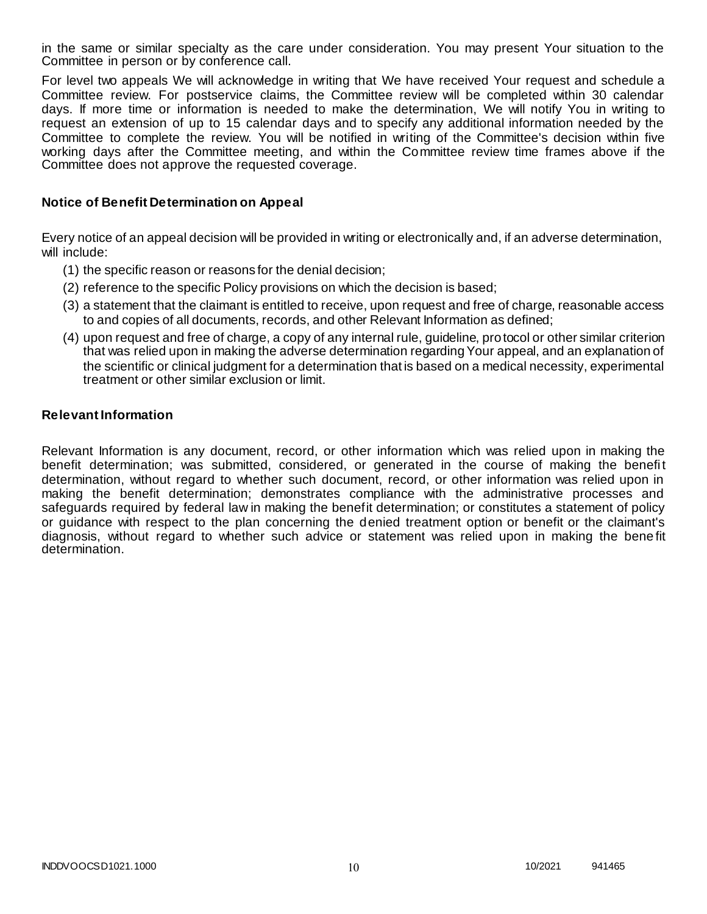in the same or similar specialty as the care under consideration. You may present Your situation to the Committee in person or by conference call.

For level two appeals We will acknowledge in writing that We have received Your request and schedule a Committee review. For postservice claims, the Committee review will be completed within 30 calendar days. If more time or information is needed to make the determination, We will notify You in writing to request an extension of up to 15 calendar days and to specify any additional information needed by the Committee to complete the review. You will be notified in writing of the Committee's decision within five working days after the Committee meeting, and within the Committee review time frames above if the Committee does not approve the requested coverage.

### Notice of Benefit Determination on Appeal

Every notice of an appeal decision will be provided in writing or electronically and, if an adverse determination, will include:

(1) the specific reason or reasons for the denial decision;

(2) reference to the specific Policy provisions on which the decision is based;

(3) a statement that the claimant is entitled to receive, upon request and free of charge, reasonable access to and copies of all documents, records, and other Relevant Information as defined;

(4) upon request and free of charge, a copy of any internal rule, guideline, protocol or other similar criterion that was relied upon in making the adverse determination regarding Your appeal, and an explanation of the scientific or clinical judgment for a determination that is based on a medical necessity, experimental treatment or other similar exclusion or limit.

### Relevant Information

Relevant Information is any document, record, or other information which was relied upon in making the benefit determination; was submitted, considered, or generated in the course of making the benefit determination, without regard to whether such document, record, or other information was relied upon in making the benefit determination; demonstrates compliance with the administrative processes and safeguards required by federal law in making the benefit determination; or constitutes a statement of policy or guidance with respect to the plan concerning the denied treatment option or benefit or the claimant's diagnosis, without regard to whether such advice or statement was relied upon in making the benefit determination.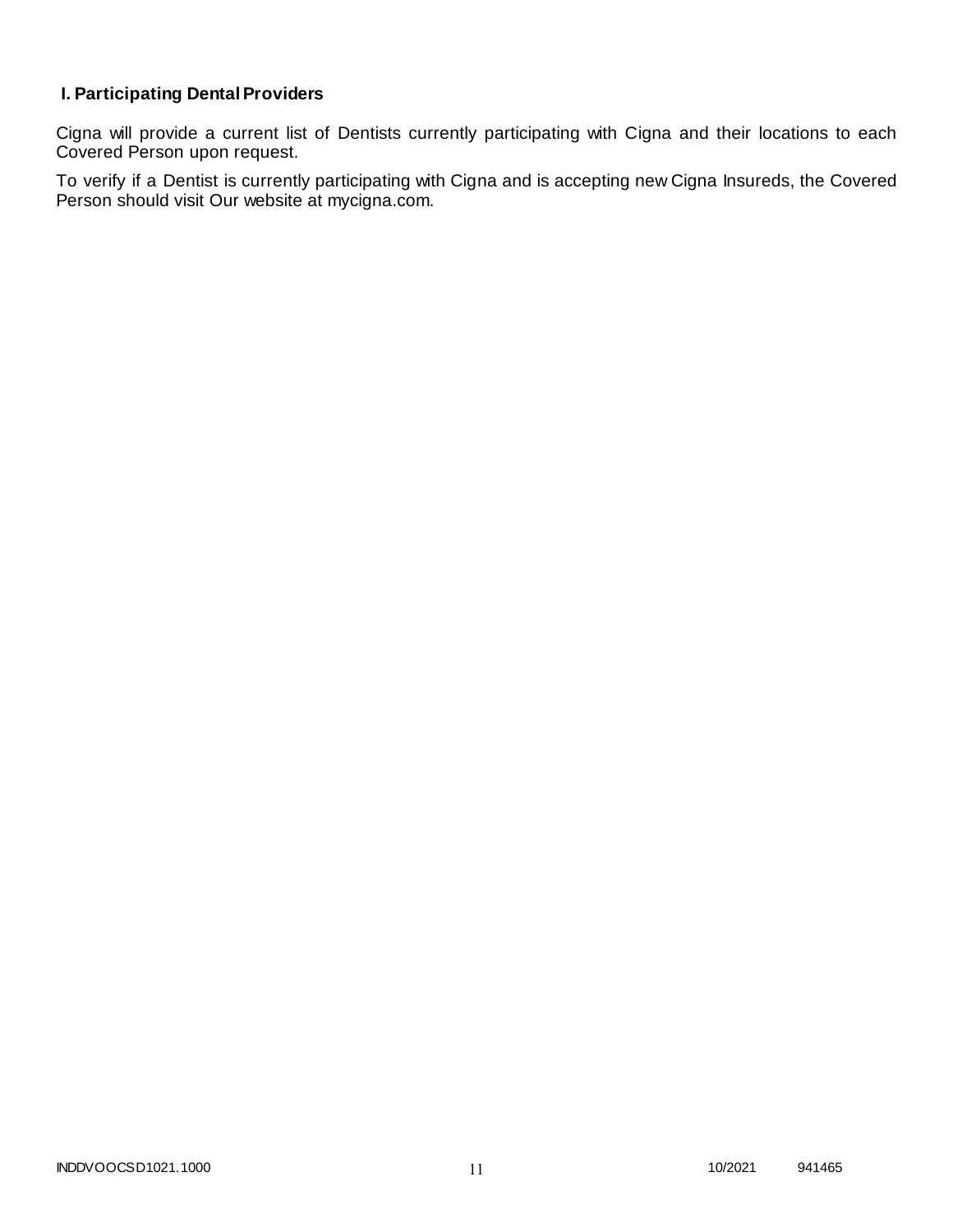### I. Participating Dental Providers

Cigna will provide a current list of Dentists currently participating with Cigna and their locations to each Covered Person upon request.

To verify if a Dentist is currently participating with Cigna and is accepting new Cigna Insureds, the Covered Person should visit Our website at mycigna.com.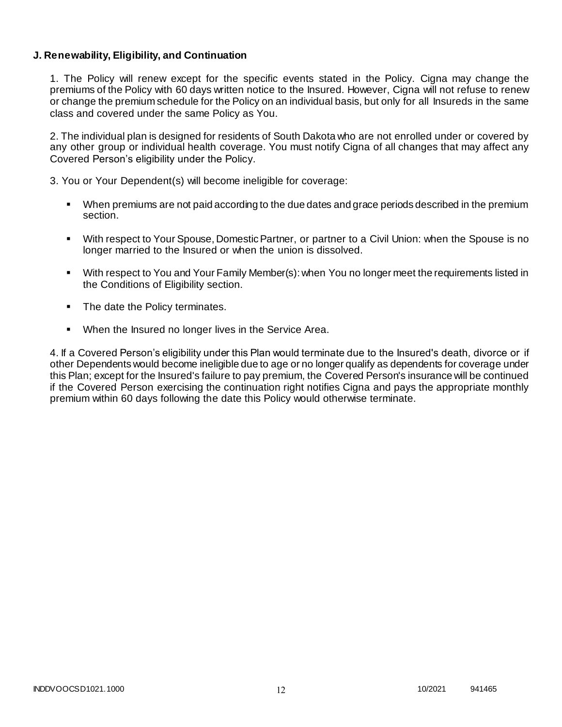**J. Renewability, Eligibility, and Continuation**

1. The Policy will renew except for the specific events stated in the Policy. Cigna may change the premiums of the Policy with 60 days written notice to the Insured. However, Cigna will not refuse to renew or change the premium schedule for the Policy on an individual basis, but only for all Insureds in the same class and covered under the same Policy as You.

2. The individual plan is designed for residents of South Dakota who are not enrolled under or covered by any other group or individual health coverage. You must notify Cigna of all changes that may affect any Covered Person's eligibility under the Policy.

3. You or Your Dependent(s) will become ineligible for coverage:

- When premiums are not paid according to the due dates and grace periods described in the premium section.
- With respect to Your Spouse, Domestic Partner, or partner to a Civil Union: when the Spouse is no longer married to the Insured or when the union is dissolved.
- With respect to You and Your Family Member(s): when You no longer meet the requirements listed in the Conditions of Eligibility section.
- The date the Policy terminates.
- When the Insured no longer lives in the Service Area.

4. If a Covered Person's eligibility under this Plan would terminate due to the Insured's death, divorce or if other Dependents would become ineligible due to age or no longer qualify as dependents for coverage under this Plan; except for the Insured's failure to pay premium, the Covered Person's insurance will be continued if the Covered Person exercising the continuation right notifies Cigna and pays the appropriate monthly premium within 60 days following the date this Policy would otherwise terminate.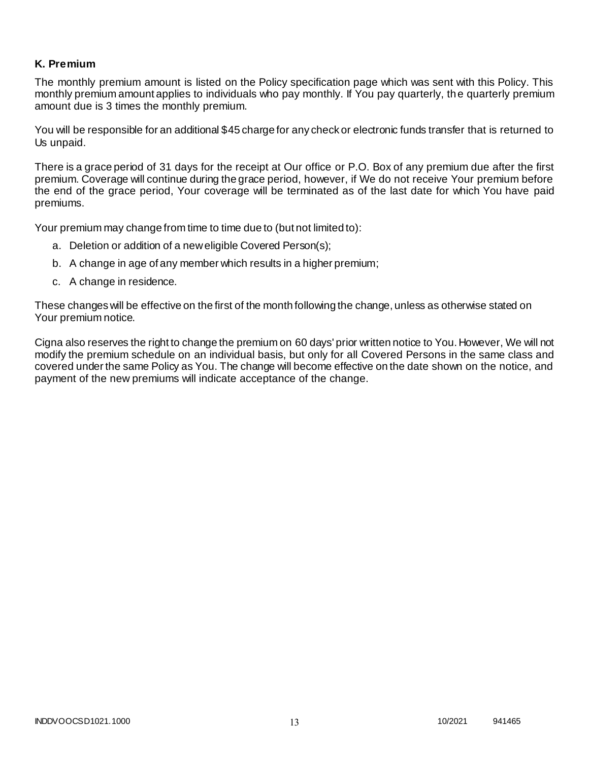**K. Premium**

The monthly premium amount is listed on the Policy specification page which was sent with this Policy. This monthly premium amount applies to individuals who pay monthly. If You pay quarterly, the quarterly premium amount due is 3 times the monthly premium.

You will be responsible for an additional $45 charge for any check or electronic funds transfer that is returned to Us unpaid.

There is a grace period of 31 days for the receipt at Our office or P.O. Box of any premium due after the first premium. Coverage will continue during the grace period, however, if We do not receive Your premium before the end of the grace period, Your coverage will be terminated as of the last date for which You have paid premiums.

Your premium may change from time to time due to (but not limited to):

a. Deletion or addition of a new eligible Covered Person(s);
b. A change in age of any member which results in a higher premium;
c. A change in residence.

These changes will be effective on the first of the month following the change, unless as otherwise stated on Your premium notice.

Cigna also reserves the right to change the premium on 60 days' prior written notice to You. However, We will not modify the premium schedule on an individual basis, but only for all Covered Persons in the same class and covered under the same Policy as You. The change will become effective on the date shown on the notice, and payment of the new premiums will indicate acceptance of the change.